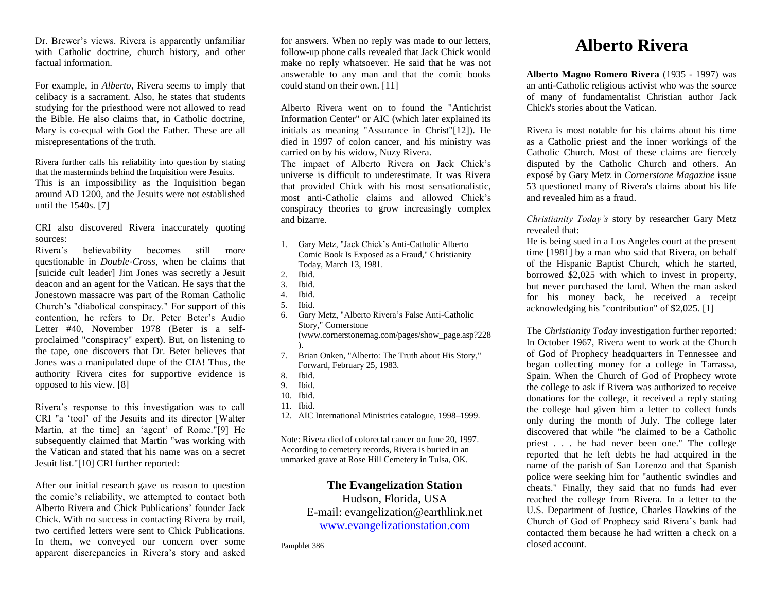Dr. Brewer's views. Rivera is apparently unfamiliar with Catholic doctrine, church history, and other factual information.

For example, in *Alberto*, Rivera seems to imply that celibacy is a sacrament. Also, he states that students studying for the priesthood were not allowed to read the Bible. He also claims that, in Catholic doctrine, Mary is co-equal with God the Father. These are all misrepresentations of the truth.

Rivera further calls his reliability into question by stating that the masterminds behind the Inquisition were Jesuits. This is an impossibility as the Inquisition began around AD 1200, and the Jesuits were not established until the 1540s. [7]

CRI also discovered Rivera inaccurately quoting sources:

Rivera's believability becomes still more questionable in *Double-Cross*, when he claims that [suicide cult leader] Jim Jones was secretly a Jesuit deacon and an agent for the Vatican. He says that the Jonestown massacre was part of the Roman Catholic Church's "diabolical conspiracy." For support of this contention, he refers to Dr. Peter Beter's Audio Letter #40, November 1978 (Beter is a self-proclaimed "conspiracy" expert). But, on listening to the tape, one discovers that Dr. Beter believes that Jones was a manipulated dupe of the CIA! Thus, the authority Rivera cites for supportive evidence is opposed to his view. [8]

Rivera's response to this investigation was to call CRI "a 'tool' of the Jesuits and its director [Walter Martin, at the time] an 'agent' of Rome."[9] He subsequently claimed that Martin "was working with the Vatican and stated that his name was on a secret Jesuit list."[10] CRI further reported:

After our initial research gave us reason to question the comic's reliability, we attempted to contact both Alberto Rivera and Chick Publications' founder Jack Chick. With no success in contacting Rivera by mail, two certified letters were sent to Chick Publications. In them, we conveyed our concern over some apparent discrepancies in Rivera's story and asked for answers. When no reply was made to our letters, follow-up phone calls revealed that Jack Chick would make no reply whatsoever. He said that he was not answerable to any man and that the comic books could stand on their own. [11]

Alberto Rivera went on to found the "Antichrist Information Center" or AIC (which later explained its initials as meaning "Assurance in Christ"[12]). He died in 1997 of colon cancer, and his ministry was carried on by his widow, Nuzy Rivera.

The impact of Alberto Rivera on Jack Chick's universe is difficult to underestimate. It was Rivera that provided Chick with his most sensationalistic, most anti-Catholic claims and allowed Chick's conspiracy theories to grow increasingly complex and bizarre.

1. Gary Metz, "Jack Chick's Anti-Catholic Alberto Comic Book Is Exposed as a Fraud," Christianity Today, March 13, 1981.
2. Ibid.
3. Ibid.
4. Ibid.
5. Ibid.
6. Gary Metz, "Alberto Rivera's False Anti-Catholic Story," Cornerstone (www.cornerstonemag.com/pages/show_page.asp?228).
7. Brian Onken, "Alberto: The Truth about His Story," Forward, February 25, 1983.
8. Ibid.
9. Ibid.
10. Ibid.
11. Ibid.
12. AIC International Ministries catalogue, 1998–1999.

Note: Rivera died of colorectal cancer on June 20, 1997. According to cemetery records, Rivera is buried in an unmarked grave at Rose Hill Cemetery in Tulsa, OK.

**The Evangelization Station**
Hudson, Florida, USA
E-mail: evangelization@earthlink.net
www.evangelizationstation.com

Pamphlet 386

# Alberto Rivera

**Alberto Magno Romero Rivera** (1935 - 1997) was an anti-Catholic religious activist who was the source of many of fundamentalist Christian author Jack Chick's stories about the Vatican.

Rivera is most notable for his claims about his time as a Catholic priest and the inner workings of the Catholic Church. Most of these claims are fiercely disputed by the Catholic Church and others. An exposé by Gary Metz in *Cornerstone Magazine* issue 53 questioned many of Rivera's claims about his life and revealed him as a fraud.

*Christianity Today's* story by researcher Gary Metz revealed that:

He is being sued in a Los Angeles court at the present time [1981] by a man who said that Rivera, on behalf of the Hispanic Baptist Church, which he started, borrowed $2,025 with which to invest in property, but never purchased the land. When the man asked for his money back, he received a receipt acknowledging his "contribution" of $2,025. [1]

The *Christianity Today* investigation further reported:

In October 1967, Rivera went to work at the Church of God of Prophecy headquarters in Tennessee and began collecting money for a college in Tarrassa, Spain. When the Church of God of Prophecy wrote the college to ask if Rivera was authorized to receive donations for the college, it received a reply stating the college had given him a letter to collect funds only during the month of July. The college later discovered that while "he claimed to be a Catholic priest . . . he had never been one." The college reported that he left debts he had acquired in the name of the parish of San Lorenzo and that Spanish police were seeking him for "authentic swindles and cheats." Finally, they said that no funds had ever reached the college from Rivera. In a letter to the U.S. Department of Justice, Charles Hawkins of the Church of God of Prophecy said Rivera's bank had contacted them because he had written a check on a closed account.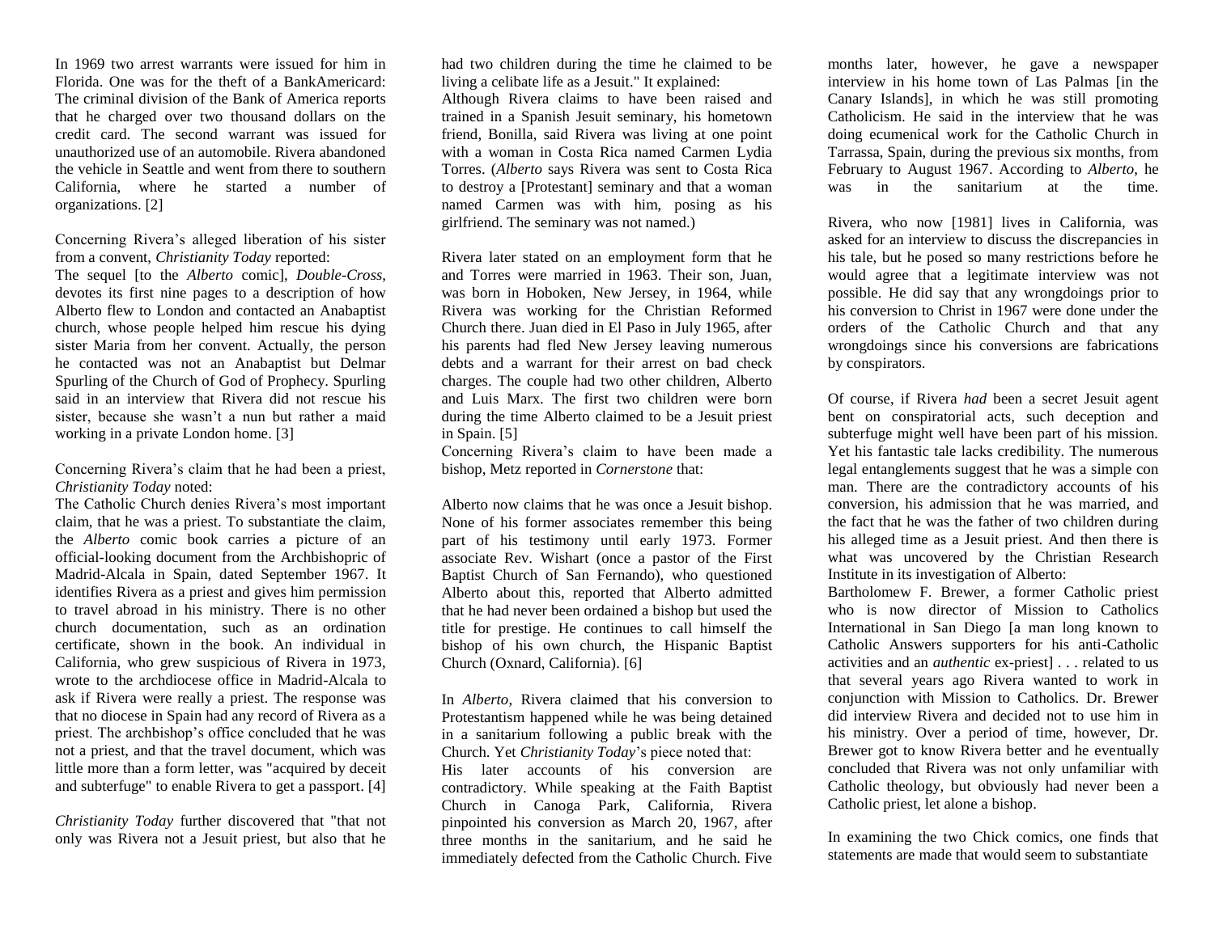In 1969 two arrest warrants were issued for him in Florida. One was for the theft of a BankAmericard: The criminal division of the Bank of America reports that he charged over two thousand dollars on the credit card. The second warrant was issued for unauthorized use of an automobile. Rivera abandoned the vehicle in Seattle and went from there to southern California, where he started a number of organizations. [2]

Concerning Rivera's alleged liberation of his sister from a convent, *Christianity Today* reported:

The sequel [to the *Alberto* comic], *Double-Cross*, devotes its first nine pages to a description of how Alberto flew to London and contacted an Anabaptist church, whose people helped him rescue his dying sister Maria from her convent. Actually, the person he contacted was not an Anabaptist but Delmar Spurling of the Church of God of Prophecy. Spurling said in an interview that Rivera did not rescue his sister, because she wasn't a nun but rather a maid working in a private London home. [3]

Concerning Rivera's claim that he had been a priest, *Christianity Today* noted:

The Catholic Church denies Rivera's most important claim, that he was a priest. To substantiate the claim, the *Alberto* comic book carries a picture of an official-looking document from the Archbishopric of Madrid-Alcala in Spain, dated September 1967. It identifies Rivera as a priest and gives him permission to travel abroad in his ministry. There is no other church documentation, such as an ordination certificate, shown in the book. An individual in California, who grew suspicious of Rivera in 1973, wrote to the archdiocese office in Madrid-Alcala to ask if Rivera were really a priest. The response was that no diocese in Spain had any record of Rivera as a priest. The archbishop's office concluded that he was not a priest, and that the travel document, which was little more than a form letter, was "acquired by deceit and subterfuge" to enable Rivera to get a passport. [4]

*Christianity Today* further discovered that "that not only was Rivera not a Jesuit priest, but also that he had two children during the time he claimed to be living a celibate life as a Jesuit." It explained:

Although Rivera claims to have been raised and trained in a Spanish Jesuit seminary, his hometown friend, Bonilla, said Rivera was living at one point with a woman in Costa Rica named Carmen Lydia Torres. (*Alberto* says Rivera was sent to Costa Rica to destroy a [Protestant] seminary and that a woman named Carmen was with him, posing as his girlfriend. The seminary was not named.)

Rivera later stated on an employment form that he and Torres were married in 1963. Their son, Juan, was born in Hoboken, New Jersey, in 1964, while Rivera was working for the Christian Reformed Church there. Juan died in El Paso in July 1965, after his parents had fled New Jersey leaving numerous debts and a warrant for their arrest on bad check charges. The couple had two other children, Alberto and Luis Marx. The first two children were born during the time Alberto claimed to be a Jesuit priest in Spain. [5]

Concerning Rivera's claim to have been made a bishop, Metz reported in *Cornerstone* that:

Alberto now claims that he was once a Jesuit bishop. None of his former associates remember this being part of his testimony until early 1973. Former associate Rev. Wishart (once a pastor of the First Baptist Church of San Fernando), who questioned Alberto about this, reported that Alberto admitted that he had never been ordained a bishop but used the title for prestige. He continues to call himself the bishop of his own church, the Hispanic Baptist Church (Oxnard, California). [6]

In *Alberto*, Rivera claimed that his conversion to Protestantism happened while he was being detained in a sanitarium following a public break with the Church. Yet *Christianity Today*'s piece noted that:

His later accounts of his conversion are contradictory. While speaking at the Faith Baptist Church in Canoga Park, California, Rivera pinpointed his conversion as March 20, 1967, after three months in the sanitarium, and he said he immediately defected from the Catholic Church. Five months later, however, he gave a newspaper interview in his home town of Las Palmas [in the Canary Islands], in which he was still promoting Catholicism. He said in the interview that he was doing ecumenical work for the Catholic Church in Tarrassa, Spain, during the previous six months, from February to August 1967. According to *Alberto*, he was in the sanitarium at the time.

Rivera, who now [1981] lives in California, was asked for an interview to discuss the discrepancies in his tale, but he posed so many restrictions before he would agree that a legitimate interview was not possible. He did say that any wrongdoings prior to his conversion to Christ in 1967 were done under the orders of the Catholic Church and that any wrongdoings since his conversions are fabrications by conspirators.

Of course, if Rivera *had* been a secret Jesuit agent bent on conspiratorial acts, such deception and subterfuge might well have been part of his mission. Yet his fantastic tale lacks credibility. The numerous legal entanglements suggest that he was a simple con man. There are the contradictory accounts of his conversion, his admission that he was married, and the fact that he was the father of two children during his alleged time as a Jesuit priest. And then there is what was uncovered by the Christian Research Institute in its investigation of Alberto:

Bartholomew F. Brewer, a former Catholic priest who is now director of Mission to Catholics International in San Diego [a man long known to Catholic Answers supporters for his anti-Catholic activities and an *authentic* ex-priest] . . . related to us that several years ago Rivera wanted to work in conjunction with Mission to Catholics. Dr. Brewer did interview Rivera and decided not to use him in his ministry. Over a period of time, however, Dr. Brewer got to know Rivera better and he eventually concluded that Rivera was not only unfamiliar with Catholic theology, but obviously had never been a Catholic priest, let alone a bishop.

In examining the two Chick comics, one finds that statements are made that would seem to substantiate